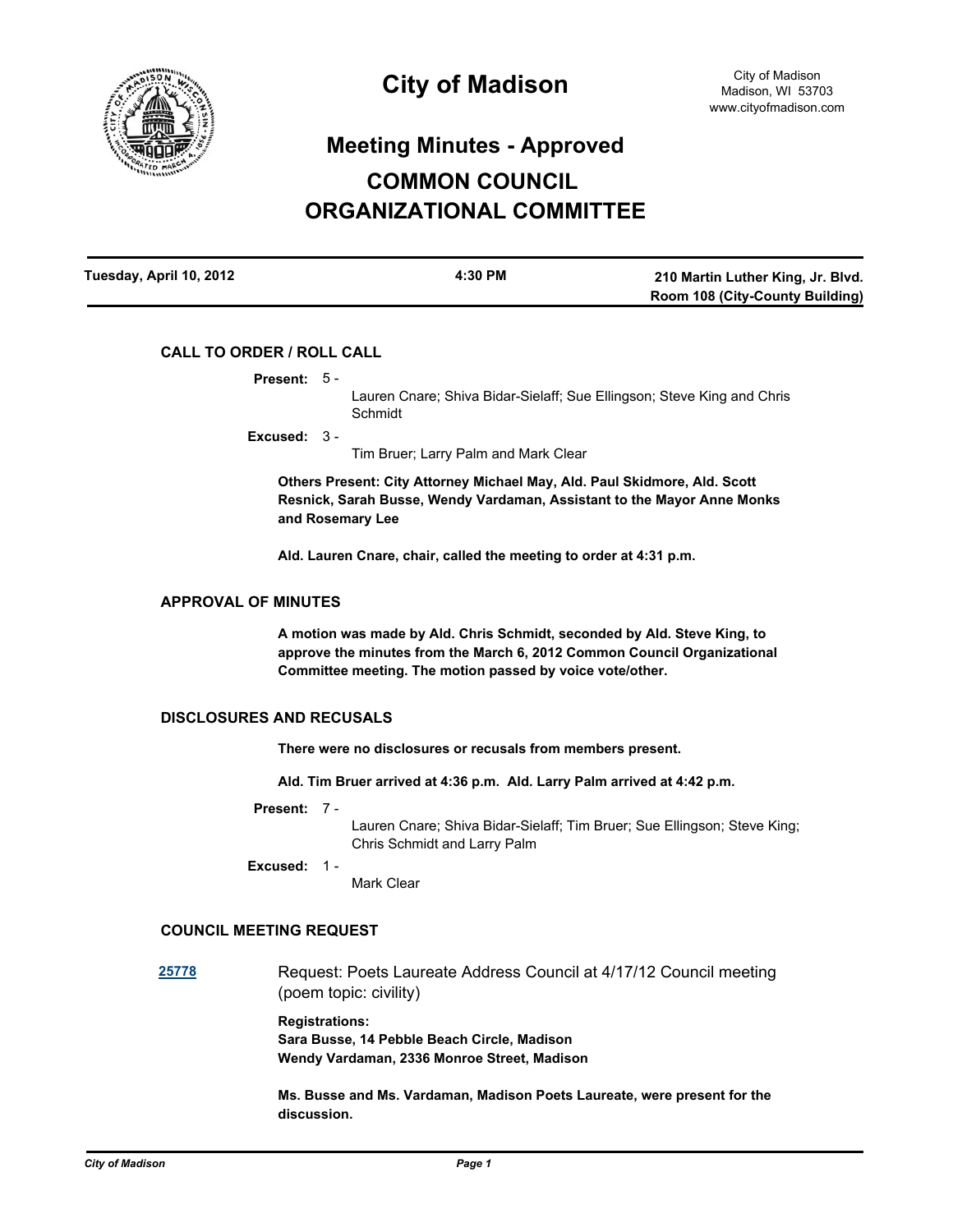# City of Madison

City of Madison
Madison, WI 53703
www.cityofmadison.com

## Meeting Minutes - Approved

## COMMON COUNCIL ORGANIZATIONAL COMMITTEE

| Tuesday, April 10, 2012 | 4:30 PM | 210 Martin Luther King, Jr. Blvd. Room 108 (City-County Building) |
|---|---|---|

### CALL TO ORDER / ROLL CALL

**Present:** 5 - Lauren Cnare; Shiva Bidar-Sielaff; Sue Ellingson; Steve King and Chris Schmidt

**Excused:** 3 - Tim Bruer; Larry Palm and Mark Clear

**Others Present: City Attorney Michael May, Ald. Paul Skidmore, Ald. Scott Resnick, Sarah Busse, Wendy Vardaman, Assistant to the Mayor Anne Monks and Rosemary Lee**

**Ald. Lauren Cnare, chair, called the meeting to order at 4:31 p.m.**

### APPROVAL OF MINUTES

**A motion was made by Ald. Chris Schmidt, seconded by Ald. Steve King, to approve the minutes from the March 6, 2012 Common Council Organizational Committee meeting. The motion passed by voice vote/other.**

### DISCLOSURES AND RECUSALS

**There were no disclosures or recusals from members present.**

**Ald. Tim Bruer arrived at 4:36 p.m. Ald. Larry Palm arrived at 4:42 p.m.**

**Present:** 7 - Lauren Cnare; Shiva Bidar-Sielaff; Tim Bruer; Sue Ellingson; Steve King; Chris Schmidt and Larry Palm

**Excused:** 1 - Mark Clear

### COUNCIL MEETING REQUEST

**25778** Request: Poets Laureate Address Council at 4/17/12 Council meeting (poem topic: civility)

**Registrations:**
**Sara Busse, 14 Pebble Beach Circle, Madison**
**Wendy Vardaman, 2336 Monroe Street, Madison**

**Ms. Busse and Ms. Vardaman, Madison Poets Laureate, were present for the discussion.**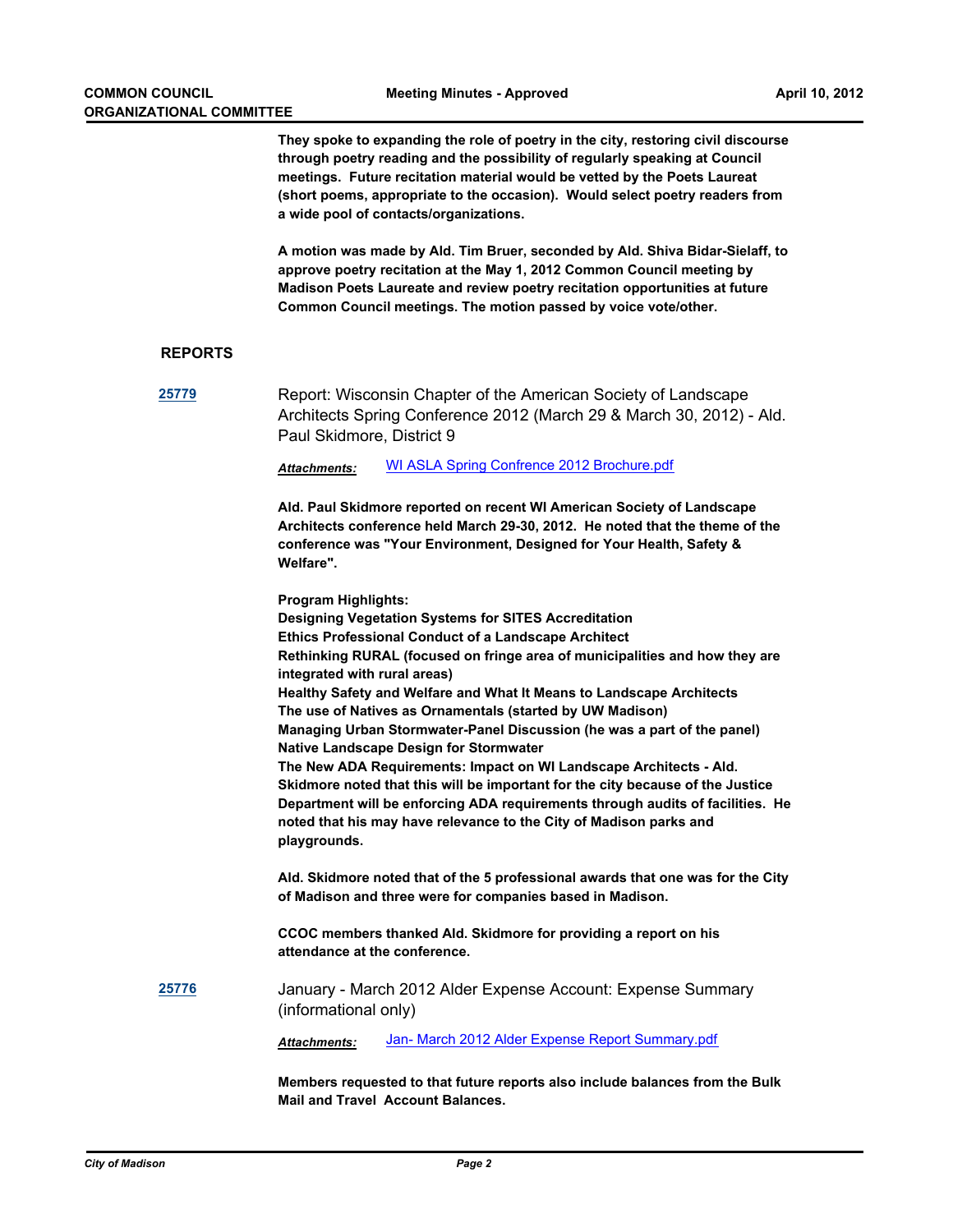**They spoke to expanding the role of poetry in the city, restoring civil discourse through poetry reading and the possibility of regularly speaking at Council meetings. Future recitation material would be vetted by the Poets Laureat (short poems, appropriate to the occasion). Would select poetry readers from a wide pool of contacts/organizations.**

**A motion was made by Ald. Tim Bruer, seconded by Ald. Shiva Bidar-Sielaff, to approve poetry recitation at the May 1, 2012 Common Council meeting by Madison Poets Laureate and review poetry recitation opportunities at future Common Council meetings. The motion passed by voice vote/other.**

## REPORTS

**25779** Report: Wisconsin Chapter of the American Society of Landscape Architects Spring Conference 2012 (March 29 & March 30, 2012) - Ald. Paul Skidmore, District 9

***Attachments:*** WI ASLA Spring Confrence 2012 Brochure.pdf

**Ald. Paul Skidmore reported on recent WI American Society of Landscape Architects conference held March 29-30, 2012. He noted that the theme of the conference was "Your Environment, Designed for Your Health, Safety & Welfare".**

**Program Highlights:**
**Designing Vegetation Systems for SITES Accreditation**
**Ethics Professional Conduct of a Landscape Architect**
**Rethinking RURAL (focused on fringe area of municipalities and how they are integrated with rural areas)**
**Healthy Safety and Welfare and What It Means to Landscape Architects**
**The use of Natives as Ornamentals (started by UW Madison)**
**Managing Urban Stormwater-Panel Discussion (he was a part of the panel)**
**Native Landscape Design for Stormwater**
**The New ADA Requirements: Impact on WI Landscape Architects - Ald. Skidmore noted that this will be important for the city because of the Justice Department will be enforcing ADA requirements through audits of facilities. He noted that his may have relevance to the City of Madison parks and playgrounds.**

**Ald. Skidmore noted that of the 5 professional awards that one was for the City of Madison and three were for companies based in Madison.**

**CCOC members thanked Ald. Skidmore for providing a report on his attendance at the conference.**

**25776** January - March 2012 Alder Expense Account: Expense Summary (informational only)

***Attachments:*** Jan- March 2012 Alder Expense Report Summary.pdf

**Members requested to that future reports also include balances from the Bulk Mail and Travel Account Balances.**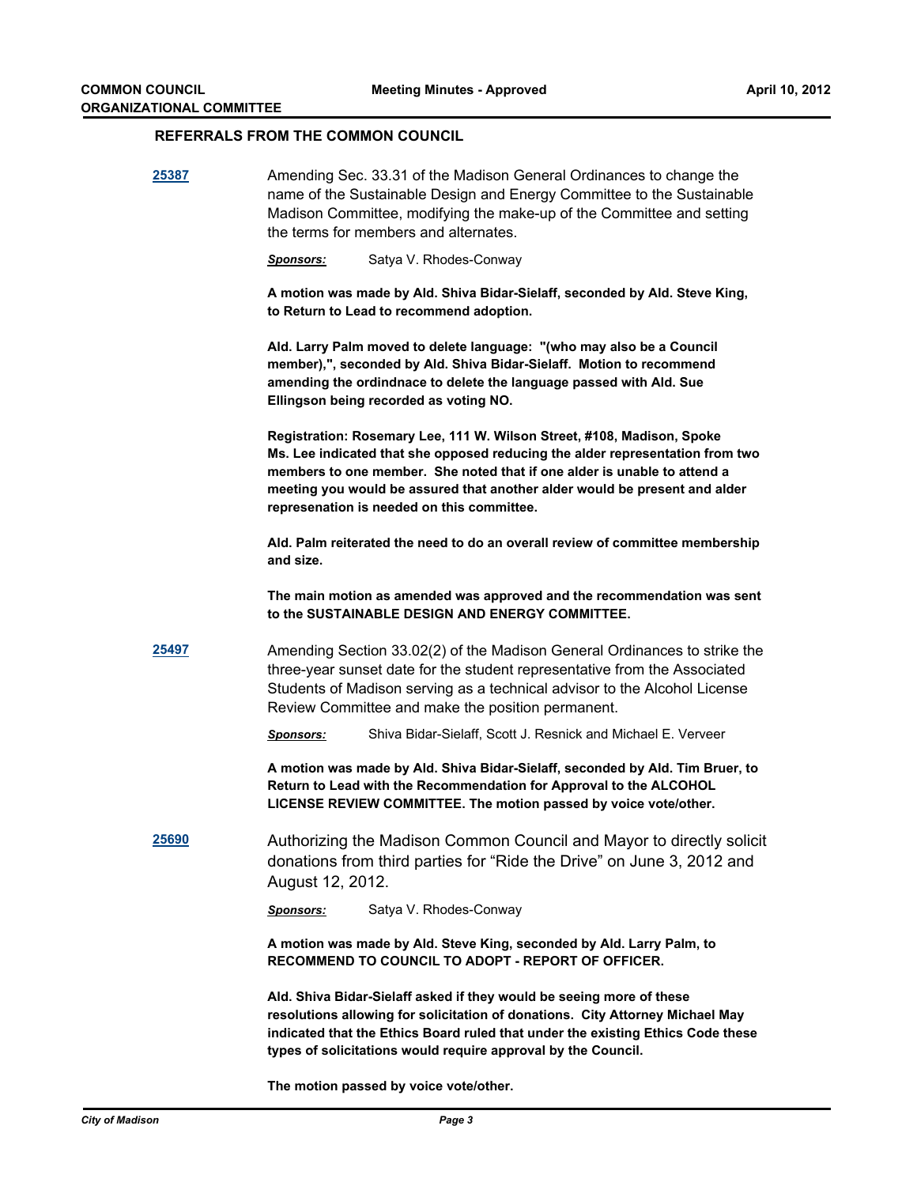### REFERRALS FROM THE COMMON COUNCIL

**[25387](25387)** Amending Sec. 33.31 of the Madison General Ordinances to change the name of the Sustainable Design and Energy Committee to the Sustainable Madison Committee, modifying the make-up of the Committee and setting the terms for members and alternates.

***Sponsors:*** Satya V. Rhodes-Conway

**A motion was made by Ald. Shiva Bidar-Sielaff, seconded by Ald. Steve King, to Return to Lead to recommend adoption.**

**Ald. Larry Palm moved to delete language: "(who may also be a Council member),", seconded by Ald. Shiva Bidar-Sielaff. Motion to recommend amending the ordindnace to delete the language passed with Ald. Sue Ellingson being recorded as voting NO.**

**Registration: Rosemary Lee, 111 W. Wilson Street, #108, Madison, Spoke Ms. Lee indicated that she opposed reducing the alder representation from two members to one member. She noted that if one alder is unable to attend a meeting you would be assured that another alder would be present and alder represenation is needed on this committee.**

**Ald. Palm reiterated the need to do an overall review of committee membership and size.**

**The main motion as amended was approved and the recommendation was sent to the SUSTAINABLE DESIGN AND ENERGY COMMITTEE.**

**[25497](25497)** Amending Section 33.02(2) of the Madison General Ordinances to strike the three-year sunset date for the student representative from the Associated Students of Madison serving as a technical advisor to the Alcohol License Review Committee and make the position permanent.

***Sponsors:*** Shiva Bidar-Sielaff, Scott J. Resnick and Michael E. Verveer

**A motion was made by Ald. Shiva Bidar-Sielaff, seconded by Ald. Tim Bruer, to Return to Lead with the Recommendation for Approval to the ALCOHOL LICENSE REVIEW COMMITTEE. The motion passed by voice vote/other.**

**[25690](25690)** Authorizing the Madison Common Council and Mayor to directly solicit donations from third parties for "Ride the Drive" on June 3, 2012 and August 12, 2012.

***Sponsors:*** Satya V. Rhodes-Conway

**A motion was made by Ald. Steve King, seconded by Ald. Larry Palm, to RECOMMEND TO COUNCIL TO ADOPT - REPORT OF OFFICER.**

**Ald. Shiva Bidar-Sielaff asked if they would be seeing more of these resolutions allowing for solicitation of donations. City Attorney Michael May indicated that the Ethics Board ruled that under the existing Ethics Code these types of solicitations would require approval by the Council.**

**The motion passed by voice vote/other.**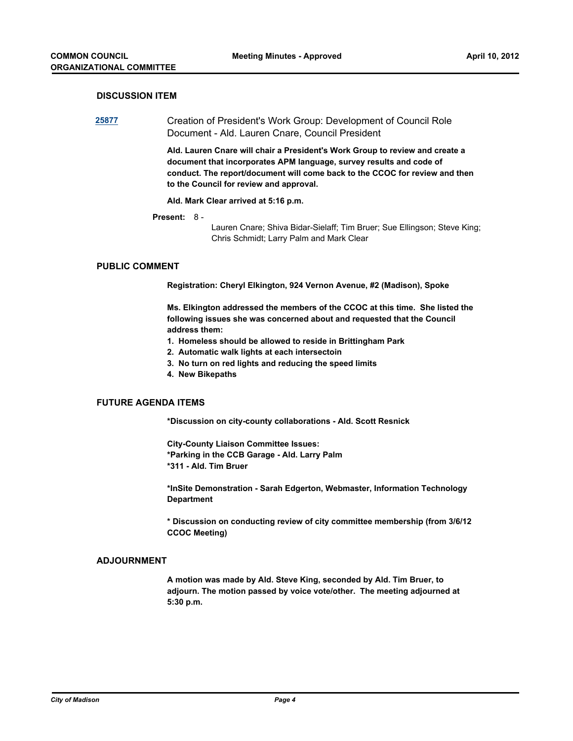## DISCUSSION ITEM

**25877** Creation of President's Work Group: Development of Council Role Document - Ald. Lauren Cnare, Council President

**Ald. Lauren Cnare will chair a President's Work Group to review and create a document that incorporates APM language, survey results and code of conduct. The report/document will come back to the CCOC for review and then to the Council for review and approval.**

**Ald. Mark Clear arrived at 5:16 p.m.**

**Present:** 8 -
Lauren Cnare; Shiva Bidar-Sielaff; Tim Bruer; Sue Ellingson; Steve King; Chris Schmidt; Larry Palm and Mark Clear

## PUBLIC COMMENT

**Registration: Cheryl Elkington, 924 Vernon Avenue, #2 (Madison), Spoke**

**Ms. Elkington addressed the members of the CCOC at this time. She listed the following issues she was concerned about and requested that the Council address them:**

1. **Homeless should be allowed to reside in Brittingham Park**
2. **Automatic walk lights at each intersectoin**
3. **No turn on red lights and reducing the speed limits**
4. **New Bikepaths**

## FUTURE AGENDA ITEMS

**\*Discussion on city-county collaborations - Ald. Scott Resnick**

**City-County Liaison Committee Issues:**
**\*Parking in the CCB Garage - Ald. Larry Palm**
**\*311 - Ald. Tim Bruer**

**\*InSite Demonstration - Sarah Edgerton, Webmaster, Information Technology Department**

**\* Discussion on conducting review of city committee membership (from 3/6/12 CCOC Meeting)**

## ADJOURNMENT

**A motion was made by Ald. Steve King, seconded by Ald. Tim Bruer, to adjourn. The motion passed by voice vote/other. The meeting adjourned at 5:30 p.m.**